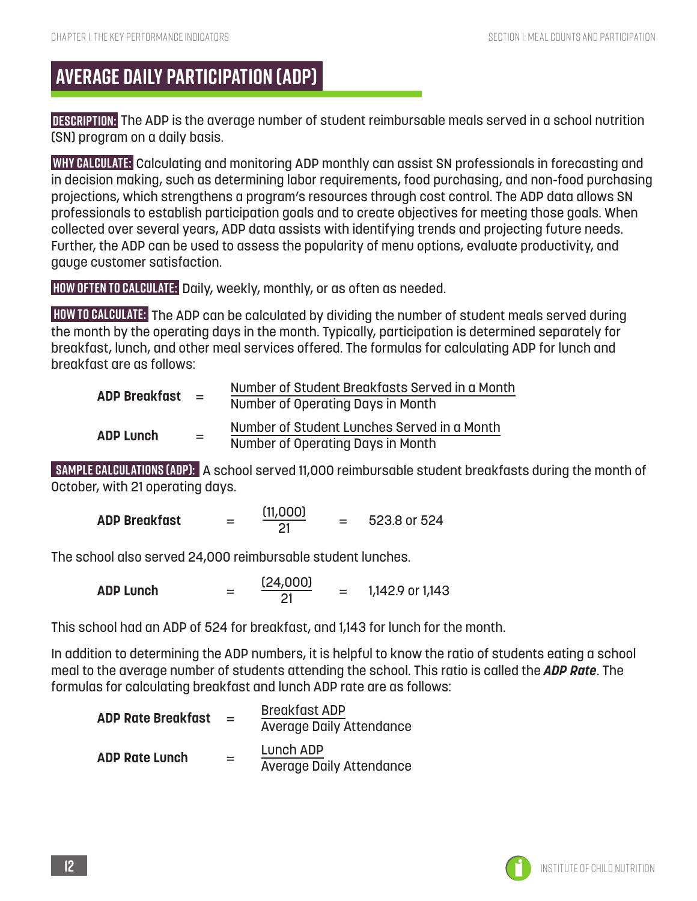## AVERAGE DAILY PARTICIPATION (ADP)

**DESCRIPTION:** The ADP is the average number of student reimbursable meals served in a school nutrition (SN) program on a daily basis.

**WHY CALCULATE:** Calculating and monitoring ADP monthly can assist SN professionals in forecasting and in decision making, such as determining labor requirements, food purchasing, and non-food purchasing projections, which strengthens a program's resources through cost control. The ADP data allows SN professionals to establish participation goals and to create objectives for meeting those goals. When collected over several years, ADP data assists with identifying trends and projecting future needs. Further, the ADP can be used to assess the popularity of menu options, evaluate productivity, and gauge customer satisfaction.

**HOW OFTEN TO CALCULATE:** Daily, weekly, monthly, or as often as needed.

**HOW TO CALCULATE:** The ADP can be calculated by dividing the number of student meals served during the month by the operating days in the month. Typically, participation is determined separately for breakfast, lunch, and other meal services offered. The formulas for calculating ADP for lunch and breakfast are as follows:

$$\textbf{ADP Breakfast} = \frac{\text{Number of Student Breakfasts Served in a Month}}{\text{Number of Operating Days in Month}}$$

$$\textbf{ADP Lunch} = \frac{\text{Number of Student Lunches Served in a Month}}{\text{Number of Operating Days in Month}}$$

**SAMPLE CALCULATIONS (ADP):** A school served 11,000 reimbursable student breakfasts during the month of October, with 21 operating days.

$$\textbf{ADP Breakfast} = \frac{(11{,}000)}{21} = 523.8 \text{ or } 524$$

The school also served 24,000 reimbursable student lunches.

$$\textbf{ADP Lunch} = \frac{(24{,}000)}{21} = 1{,}142.9 \text{ or } 1{,}143$$

This school had an ADP of 524 for breakfast, and 1,143 for lunch for the month.

In addition to determining the ADP numbers, it is helpful to know the ratio of students eating a school meal to the average number of students attending the school. This ratio is called the ***ADP Rate***. The formulas for calculating breakfast and lunch ADP rate are as follows:

$$\textbf{ADP Rate Breakfast} = \frac{\text{Breakfast ADP}}{\text{Average Daily Attendance}}$$

$$\textbf{ADP Rate Lunch} = \frac{\text{Lunch ADP}}{\text{Average Daily Attendance}}$$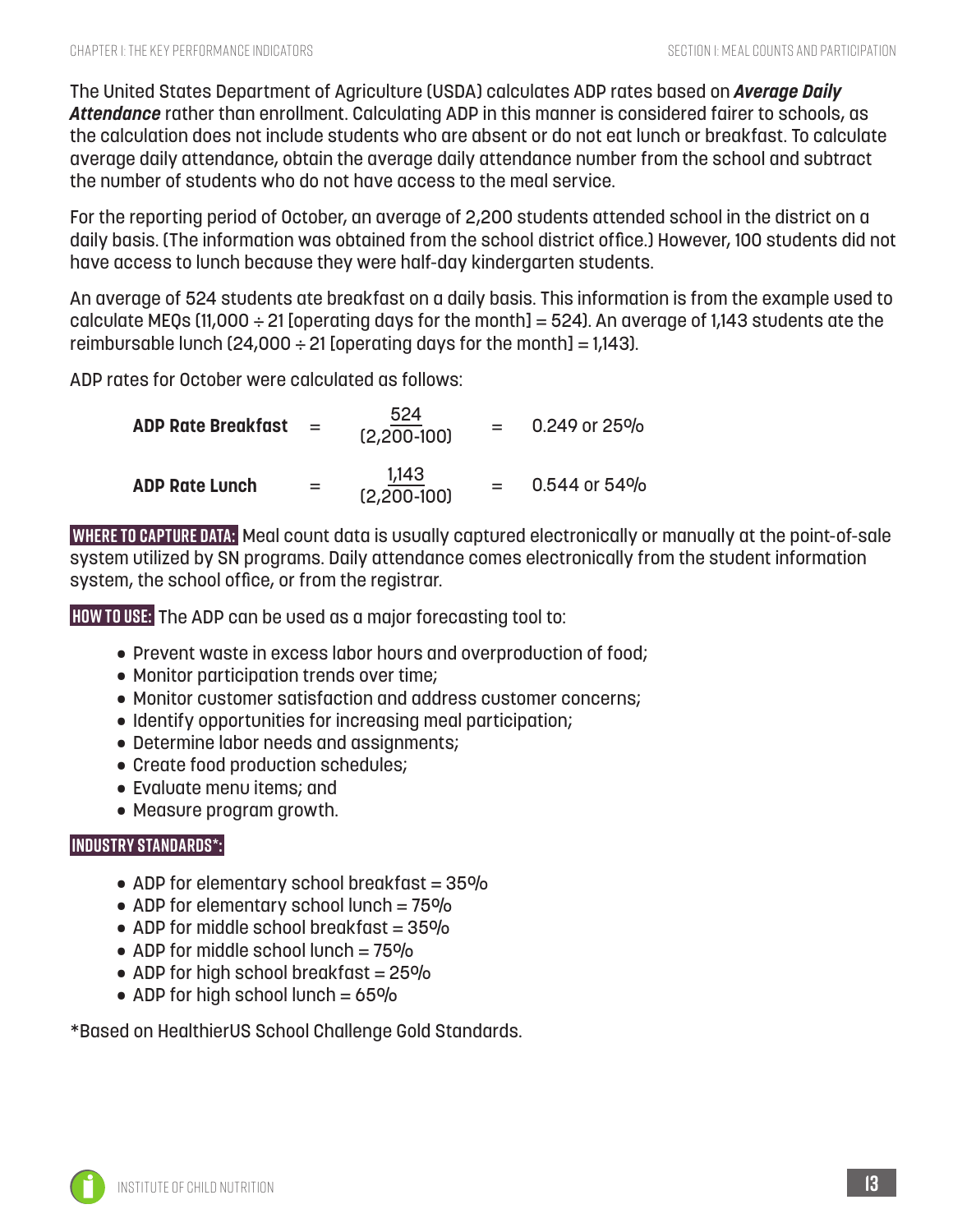The United States Department of Agriculture (USDA) calculates ADP rates based on ***Average Daily Attendance*** rather than enrollment. Calculating ADP in this manner is considered fairer to schools, as the calculation does not include students who are absent or do not eat lunch or breakfast. To calculate average daily attendance, obtain the average daily attendance number from the school and subtract the number of students who do not have access to the meal service.

For the reporting period of October, an average of 2,200 students attended school in the district on a daily basis. (The information was obtained from the school district office.) However, 100 students did not have access to lunch because they were half-day kindergarten students.

An average of 524 students ate breakfast on a daily basis. This information is from the example used to calculate MEQs (11,000 ÷ 21 [operating days for the month] = 524). An average of 1,143 students ate the reimbursable lunch (24,000 ÷ 21 [operating days for the month] = 1,143).

ADP rates for October were calculated as follows:

$$\textbf{ADP Rate Breakfast} = \frac{524}{(2{,}200-100)} = 0.249 \text{ or } 25\%$$

$$\textbf{ADP Rate Lunch} = \frac{1{,}143}{(2{,}200-100)} = 0.544 \text{ or } 54\%$$

**WHERE TO CAPTURE DATA:** Meal count data is usually captured electronically or manually at the point-of-sale system utilized by SN programs. Daily attendance comes electronically from the student information system, the school office, or from the registrar.

**HOW TO USE:** The ADP can be used as a major forecasting tool to:

- Prevent waste in excess labor hours and overproduction of food;
- Monitor participation trends over time;
- Monitor customer satisfaction and address customer concerns;
- Identify opportunities for increasing meal participation;
- Determine labor needs and assignments;
- Create food production schedules;
- Evaluate menu items; and
- Measure program growth.

**INDUSTRY STANDARDS*:**

- ADP for elementary school breakfast = 35%
- ADP for elementary school lunch = 75%
- ADP for middle school breakfast = 35%
- ADP for middle school lunch = 75%
- ADP for high school breakfast = 25%
- ADP for high school lunch = 65%

*Based on HealthierUS School Challenge Gold Standards.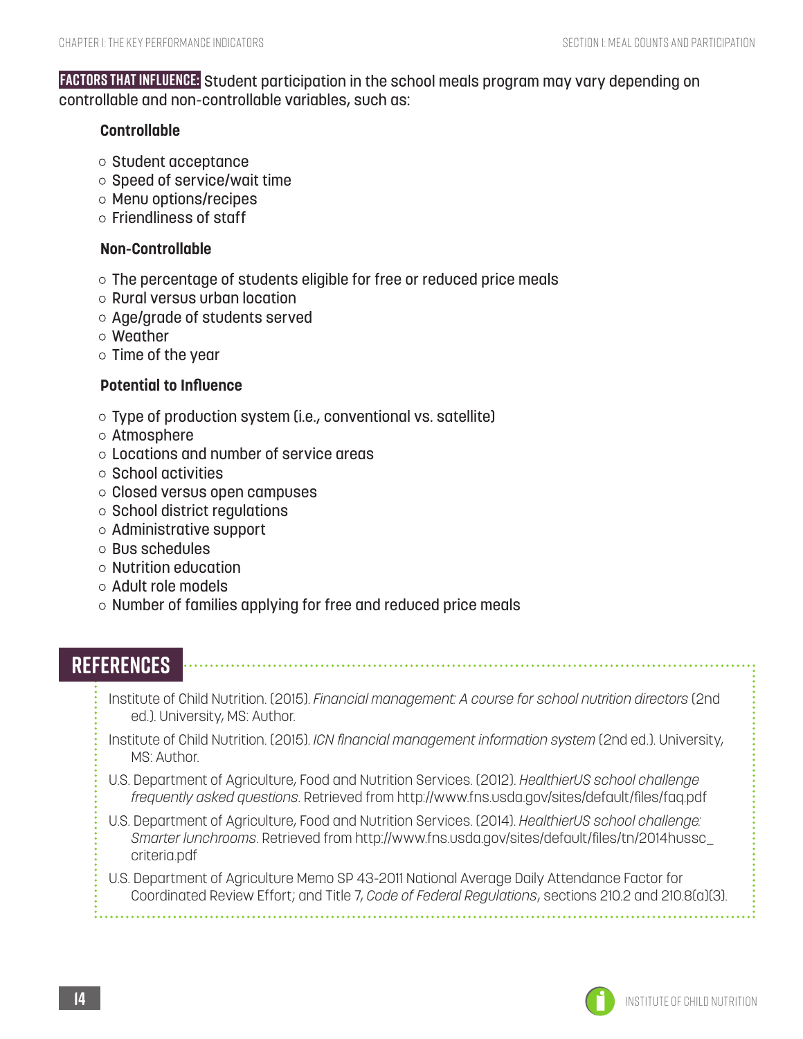**FACTORS THAT INFLUENCE:** Student participation in the school meals program may vary depending on controllable and non-controllable variables, such as:

**Controllable**

- Student acceptance
- Speed of service/wait time
- Menu options/recipes
- Friendliness of staff

**Non-Controllable**

- The percentage of students eligible for free or reduced price meals
- Rural versus urban location
- Age/grade of students served
- Weather
- Time of the year

**Potential to Influence**

- Type of production system (i.e., conventional vs. satellite)
- Atmosphere
- Locations and number of service areas
- School activities
- Closed versus open campuses
- School district regulations
- Administrative support
- Bus schedules
- Nutrition education
- Adult role models
- Number of families applying for free and reduced price meals

## REFERENCES

Institute of Child Nutrition. (2015). *Financial management: A course for school nutrition directors* (2nd ed.). University, MS: Author.

Institute of Child Nutrition. (2015). *ICN financial management information system* (2nd ed.). University, MS: Author.

U.S. Department of Agriculture, Food and Nutrition Services. (2012). *HealthierUS school challenge frequently asked questions*. Retrieved from http://www.fns.usda.gov/sites/default/files/faq.pdf

U.S. Department of Agriculture, Food and Nutrition Services. (2014). *HealthierUS school challenge: Smarter lunchrooms*. Retrieved from http://www.fns.usda.gov/sites/default/files/tn/2014hussc_criteria.pdf

U.S. Department of Agriculture Memo SP 43-2011 National Average Daily Attendance Factor for Coordinated Review Effort; and Title 7, *Code of Federal Regulations*, sections 210.2 and 210.8(a)(3).